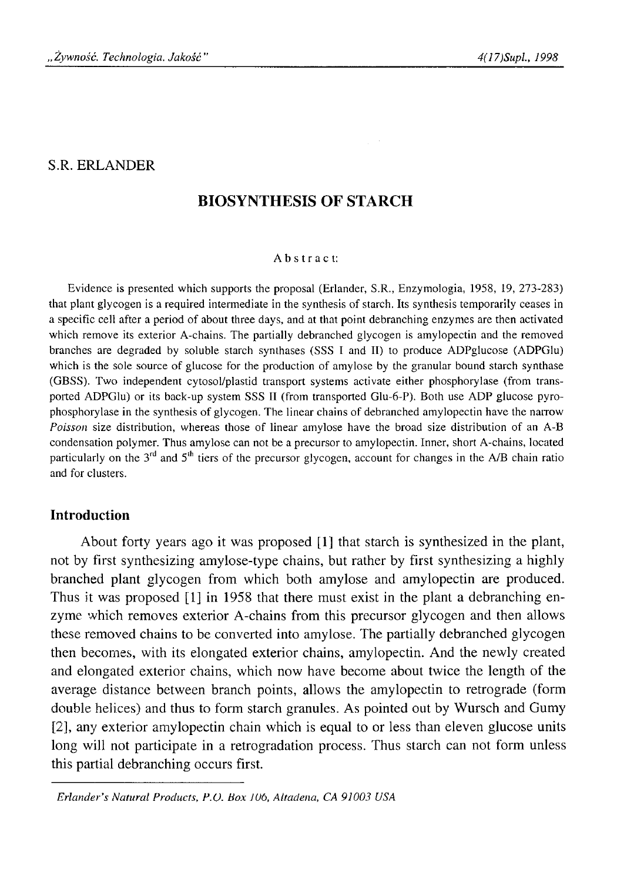S.R. ERLANDER

# BIOSYNTHESIS OF STARCH

Abstract:

Evidence is presented which supports the proposal (Erlander, S.R., Enzymologia, 1958, 19, 273-283) that plant glycogen is a required intermediate in the synthesis of starch. Its synthesis temporarily ceases in a specific cell after a period of about three days, and at that point debranching enzymes are then activated which remove its exterior A-chains. The partially debranched glycogen is amylopectin and the removed branches are degraded by soluble starch synthases (SSS I and II) to produce ADPglucose (ADPGlu) which is the sole source of glucose for the production of amylose by the granular bound starch synthase (GBSS). Two independent cytosol/plastid transport systems activate either phosphorylase (from transported ADPGlu) or its back-up system SSS II (from transported Glu-6-P). Both use ADP glucose pyrophosphorylase in the synthesis of glycogen. The linear chains of debranched amylopectin have the narrow *Poisson* size distribution, whereas those of linear amylose have the broad size distribution of an A-B condensation polymer. Thus amylose can not be a precursor to amylopectin. Inner, short A-chains, located particularly on the 3rd and 5th tiers of the precursor glycogen, account for changes in the A/B chain ratio and for clusters.

## Introduction

About forty years ago it was proposed [1] that starch is synthesized in the plant, not by first synthesizing amylose-type chains, but rather by first synthesizing a highly branched plant glycogen from which both amylose and amylopectin are produced. Thus it was proposed [1] in 1958 that there must exist in the plant a debranching enzyme which removes exterior A-chains from this precursor glycogen and then allows these removed chains to be converted into amylose. The partially debranched glycogen then becomes, with its elongated exterior chains, amylopectin. And the newly created and elongated exterior chains, which now have become about twice the length of the average distance between branch points, allows the amylopectin to retrograde (form double helices) and thus to form starch granules. As pointed out by Wursch and Gumy [2], any exterior amylopectin chain which is equal to or less than eleven glucose units long will not participate in a retrogradation process. Thus starch can not form unless this partial debranching occurs first.

*Erlander's Natural Products, P.O. Box 106, Altadena, CA 91003 USA*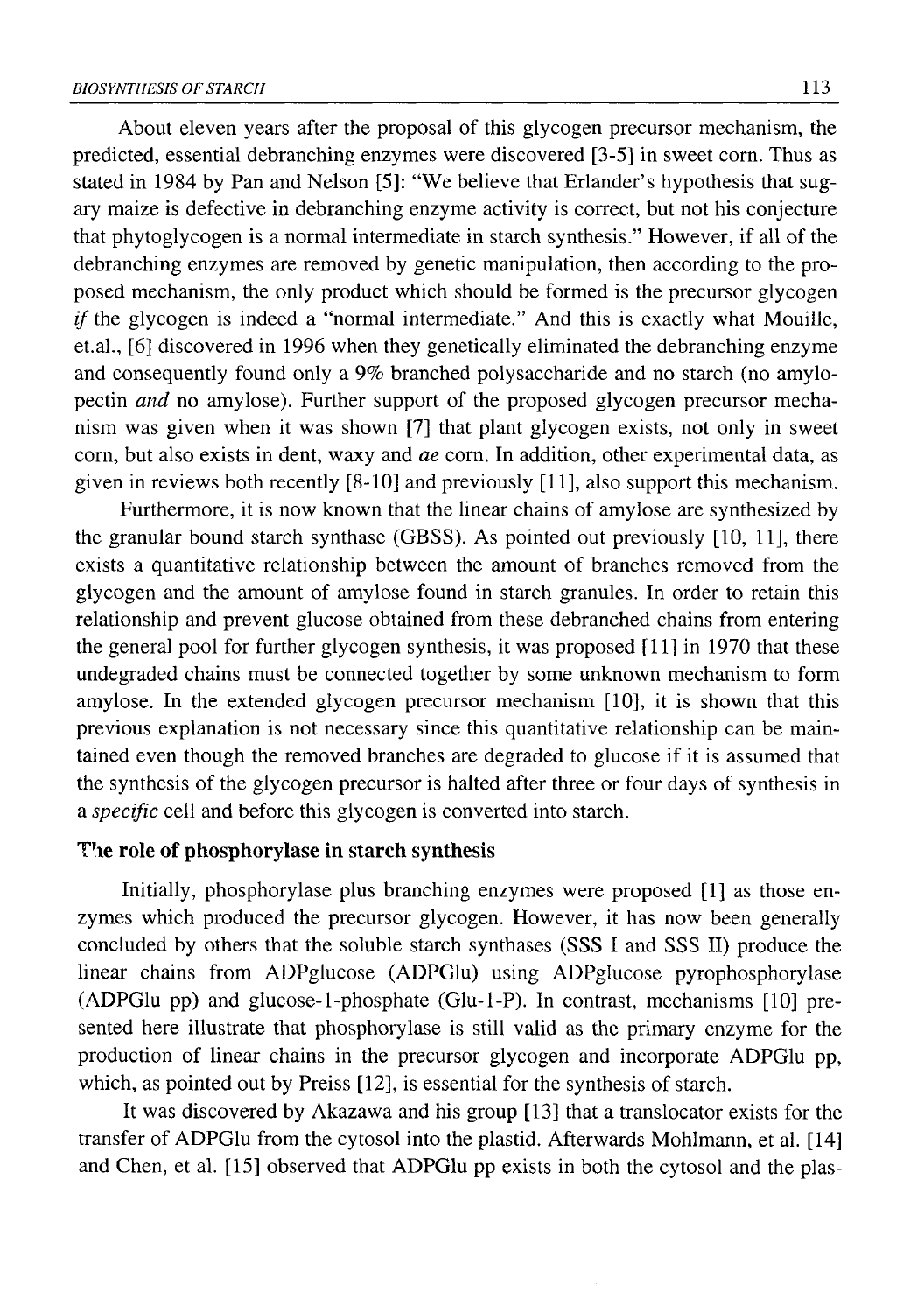About eleven years after the proposal of this glycogen precursor mechanism, the predicted, essential debranching enzymes were discovered [3-5] in sweet corn. Thus as stated in 1984 by Pan and Nelson [5]: "We believe that Erlander's hypothesis that sugary maize is defective in debranching enzyme activity is correct, but not his conjecture that phytoglycogen is a normal intermediate in starch synthesis." However, if all of the debranching enzymes are removed by genetic manipulation, then according to the proposed mechanism, the only product which should be formed is the precursor glycogen *if* the glycogen is indeed a "normal intermediate." And this is exactly what Mouille, et.al., [6] discovered in 1996 when they genetically eliminated the debranching enzyme and consequently found only a 9% branched polysaccharide and no starch (no amylopectin *and* no amylose). Further support of the proposed glycogen precursor mechanism was given when it was shown [7] that plant glycogen exists, not only in sweet corn, but also exists in dent, waxy and *ae* corn. In addition, other experimental data, as given in reviews both recently [8-10] and previously [11], also support this mechanism.

Furthermore, it is now known that the linear chains of amylose are synthesized by the granular bound starch synthase (GBSS). As pointed out previously [10, 11], there exists a quantitative relationship between the amount of branches removed from the glycogen and the amount of amylose found in starch granules. In order to retain this relationship and prevent glucose obtained from these debranched chains from entering the general pool for further glycogen synthesis, it was proposed [11] in 1970 that these undegraded chains must be connected together by some unknown mechanism to form amylose. In the extended glycogen precursor mechanism [10], it is shown that this previous explanation is not necessary since this quantitative relationship can be maintained even though the removed branches are degraded to glucose if it is assumed that the synthesis of the glycogen precursor is halted after three or four days of synthesis in a *specific* cell and before this glycogen is converted into starch.

### The role of phosphorylase in starch synthesis

Initially, phosphorylase plus branching enzymes were proposed [1] as those enzymes which produced the precursor glycogen. However, it has now been generally concluded by others that the soluble starch synthases (SSS I and SSS II) produce the linear chains from ADPglucose (ADPGlu) using ADPglucose pyrophosphorylase (ADPGlu pp) and glucose-1-phosphate (Glu-1-P). In contrast, mechanisms [10] presented here illustrate that phosphorylase is still valid as the primary enzyme for the production of linear chains in the precursor glycogen and incorporate ADPGlu pp, which, as pointed out by Preiss [12], is essential for the synthesis of starch.

It was discovered by Akazawa and his group [13] that a translocator exists for the transfer of ADPGlu from the cytosol into the plastid. Afterwards Mohlmann, et al. [14] and Chen, et al. [15] observed that ADPGlu pp exists in both the cytosol and the plas-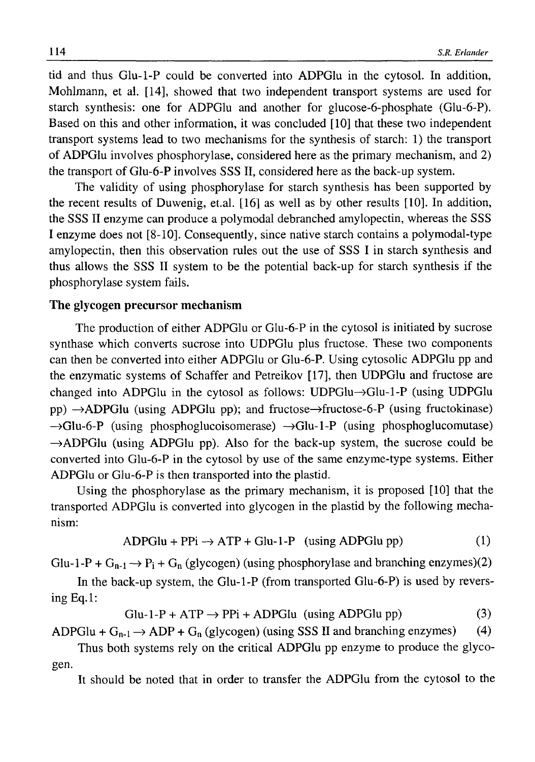tid and thus Glu-1-P could be converted into ADPGlu in the cytosol. In addition, Mohlmann, et al. [14], showed that two independent transport systems are used for starch synthesis: one for ADPGlu and another for glucose-6-phosphate (Glu-6-P). Based on this and other information, it was concluded [10] that these two independent transport systems lead to two mechanisms for the synthesis of starch: 1) the transport of ADPGlu involves phosphorylase, considered here as the primary mechanism, and 2) the transport of Glu-6-P involves SSS II, considered here as the back-up system.

The validity of using phosphorylase for starch synthesis has been supported by the recent results of Duwenig, et.al. [16] as well as by other results [10]. In addition, the SSS II enzyme can produce a polymodal debranched amylopectin, whereas the SSS I enzyme does not [8-10]. Consequently, since native starch contains a polymodal-type amylopectin, then this observation rules out the use of SSS I in starch synthesis and thus allows the SSS II system to be the potential back-up for starch synthesis if the phosphorylase system fails.

## The glycogen precursor mechanism

The production of either ADPGlu or Glu-6-P in the cytosol is initiated by sucrose synthase which converts sucrose into UDPGlu plus fructose. These two components can then be converted into either ADPGlu or Glu-6-P. Using cytosolic ADPGlu pp and the enzymatic systems of Schaffer and Petreikov [17], then UDPGlu and fructose are changed into ADPGlu in the cytosol as follows: UDPGlu→Glu-1-P (using UDPGlu pp) →ADPGlu (using ADPGlu pp); and fructose→fructose-6-P (using fructokinase) →Glu-6-P (using phosphoglucoisomerase) →Glu-1-P (using phosphoglucomutase) →ADPGlu (using ADPGlu pp). Also for the back-up system, the sucrose could be converted into Glu-6-P in the cytosol by use of the same enzyme-type systems. Either ADPGlu or Glu-6-P is then transported into the plastid.

Using the phosphorylase as the primary mechanism, it is proposed [10] that the transported ADPGlu is converted into glycogen in the plastid by the following mechanism:

$$\text{ADPGlu} + \text{PPi} \rightarrow \text{ATP} + \text{Glu-1-P} \quad \text{(using ADPGlu pp)} \tag{1}$$

$$\text{Glu-1-P} + G_{n-1} \rightarrow P_i + G_n \text{ (glycogen) (using phosphorylase and branching enzymes)} \tag{2}$$

In the back-up system, the Glu-1-P (from transported Glu-6-P) is used by reversing Eq.1:

$$\text{Glu-1-P} + \text{ATP} \rightarrow \text{PPi} + \text{ADPGlu} \quad \text{(using ADPGlu pp)} \tag{3}$$

$$\text{ADPGlu} + G_{n-1} \rightarrow \text{ADP} + G_n \text{ (glycogen) (using SSS II and branching enzymes)} \tag{4}$$

Thus both systems rely on the critical ADPGlu pp enzyme to produce the glycogen.

It should be noted that in order to transfer the ADPGlu from the cytosol to the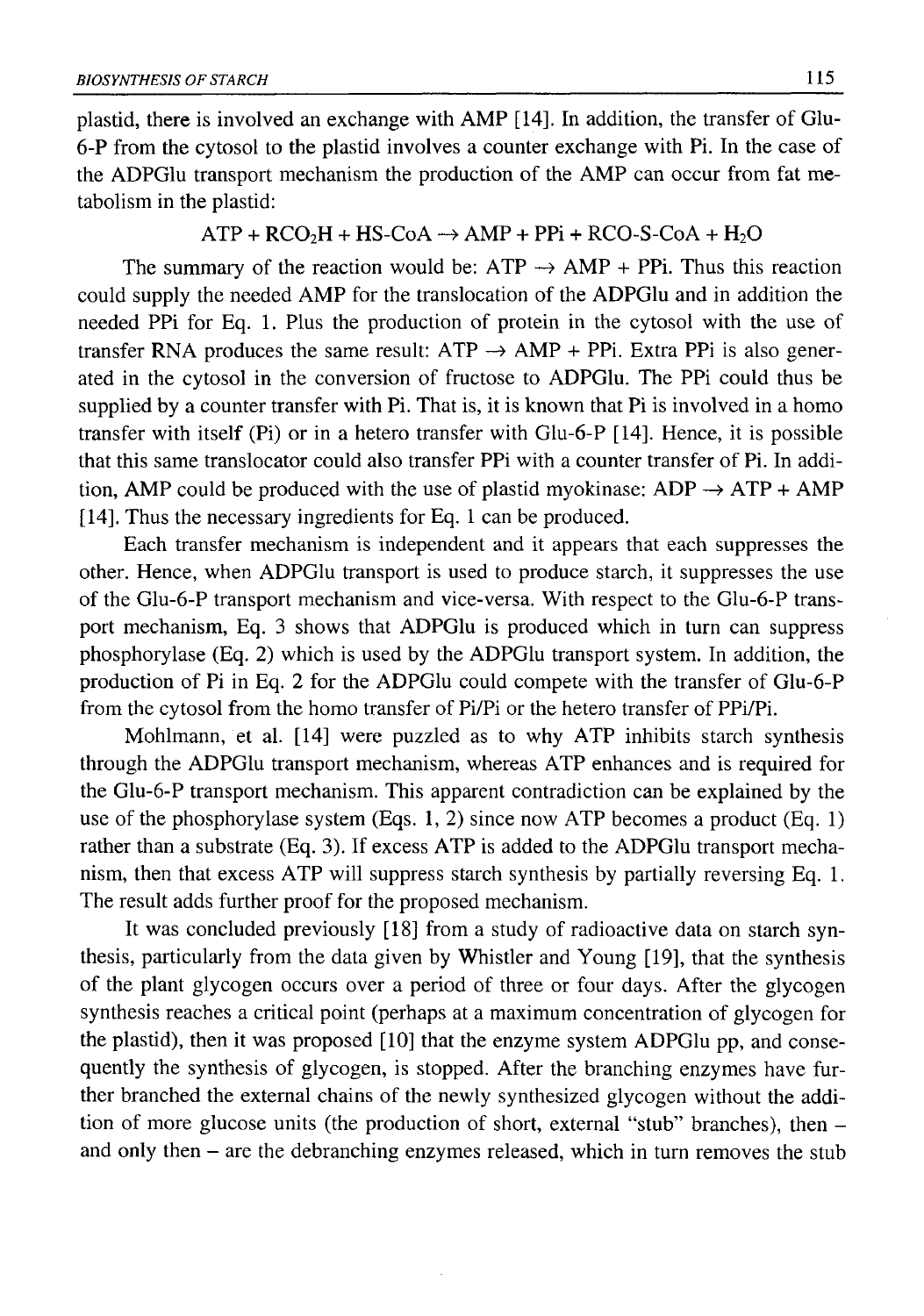plastid, there is involved an exchange with AMP [14]. In addition, the transfer of Glu-6-P from the cytosol to the plastid involves a counter exchange with Pi. In the case of the ADPGlu transport mechanism the production of the AMP can occur from fat metabolism in the plastid:

$$ATP + RCO_2H + HS\text{-}CoA \rightarrow AMP + PPi + RCO\text{-}S\text{-}CoA + H_2O$$

The summary of the reaction would be: ATP $\rightarrow$ AMP + PPi. Thus this reaction could supply the needed AMP for the translocation of the ADPGlu and in addition the needed PPi for Eq. 1. Plus the production of protein in the cytosol with the use of transfer RNA produces the same result: ATP $\rightarrow$ AMP + PPi. Extra PPi is also generated in the cytosol in the conversion of fructose to ADPGlu. The PPi could thus be supplied by a counter transfer with Pi. That is, it is known that Pi is involved in a homo transfer with itself (Pi) or in a hetero transfer with Glu-6-P [14]. Hence, it is possible that this same translocator could also transfer PPi with a counter transfer of Pi. In addition, AMP could be produced with the use of plastid myokinase: ADP $\rightarrow$ ATP + AMP [14]. Thus the necessary ingredients for Eq. 1 can be produced.

Each transfer mechanism is independent and it appears that each suppresses the other. Hence, when ADPGlu transport is used to produce starch, it suppresses the use of the Glu-6-P transport mechanism and vice-versa. With respect to the Glu-6-P transport mechanism, Eq. 3 shows that ADPGlu is produced which in turn can suppress phosphorylase (Eq. 2) which is used by the ADPGlu transport system. In addition, the production of Pi in Eq. 2 for the ADPGlu could compete with the transfer of Glu-6-P from the cytosol from the homo transfer of Pi/Pi or the hetero transfer of PPi/Pi.

Mohlmann, et al. [14] were puzzled as to why ATP inhibits starch synthesis through the ADPGlu transport mechanism, whereas ATP enhances and is required for the Glu-6-P transport mechanism. This apparent contradiction can be explained by the use of the phosphorylase system (Eqs. 1, 2) since now ATP becomes a product (Eq. 1) rather than a substrate (Eq. 3). If excess ATP is added to the ADPGlu transport mechanism, then that excess ATP will suppress starch synthesis by partially reversing Eq. 1. The result adds further proof for the proposed mechanism.

It was concluded previously [18] from a study of radioactive data on starch synthesis, particularly from the data given by Whistler and Young [19], that the synthesis of the plant glycogen occurs over a period of three or four days. After the glycogen synthesis reaches a critical point (perhaps at a maximum concentration of glycogen for the plastid), then it was proposed [10] that the enzyme system ADPGlu pp, and consequently the synthesis of glycogen, is stopped. After the branching enzymes have further branched the external chains of the newly synthesized glycogen without the addition of more glucose units (the production of short, external "stub" branches), then – and only then – are the debranching enzymes released, which in turn removes the stub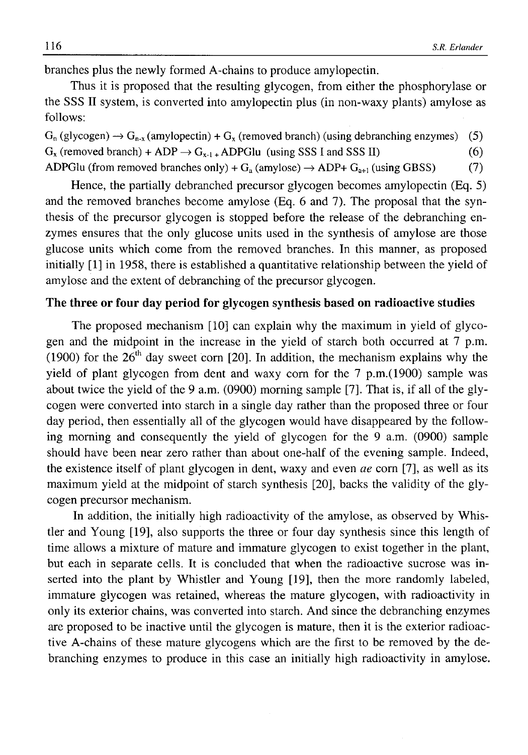branches plus the newly formed A-chains to produce amylopectin.

Thus it is proposed that the resulting glycogen, from either the phosphorylase or the SSS II system, is converted into amylopectin plus (in non-waxy plants) amylose as follows:

$G_n$ (glycogen) $\rightarrow$ $G_{n\text{-}x}$ (amylopectin) + $G_x$ (removed branch) (using debranching enzymes) (5)

$G_x$ (removed branch) + ADP $\rightarrow$ $G_{x\text{-}1}$ + ADPGlu (using SSS I and SSS II) (6)

ADPGlu (from removed branches only) + $G_a$ (amylose) $\rightarrow$ ADP+ $G_{a+1}$ (using GBSS) (7)

Hence, the partially debranched precursor glycogen becomes amylopectin (Eq. 5) and the removed branches become amylose (Eq. 6 and 7). The proposal that the synthesis of the precursor glycogen is stopped before the release of the debranching enzymes ensures that the only glucose units used in the synthesis of amylose are those glucose units which come from the removed branches. In this manner, as proposed initially [1] in 1958, there is established a quantitative relationship between the yield of amylose and the extent of debranching of the precursor glycogen.

### The three or four day period for glycogen synthesis based on radioactive studies

The proposed mechanism [10] can explain why the maximum in yield of glycogen and the midpoint in the increase in the yield of starch both occurred at 7 p.m. (1900) for the 26th day sweet corn [20]. In addition, the mechanism explains why the yield of plant glycogen from dent and waxy corn for the 7 p.m.(1900) sample was about twice the yield of the 9 a.m. (0900) morning sample [7]. That is, if all of the glycogen were converted into starch in a single day rather than the proposed three or four day period, then essentially all of the glycogen would have disappeared by the following morning and consequently the yield of glycogen for the 9 a.m. (0900) sample should have been near zero rather than about one-half of the evening sample. Indeed, the existence itself of plant glycogen in dent, waxy and even *ae* corn [7], as well as its maximum yield at the midpoint of starch synthesis [20], backs the validity of the glycogen precursor mechanism.

In addition, the initially high radioactivity of the amylose, as observed by Whistler and Young [19], also supports the three or four day synthesis since this length of time allows a mixture of mature and immature glycogen to exist together in the plant, but each in separate cells. It is concluded that when the radioactive sucrose was inserted into the plant by Whistler and Young [19], then the more randomly labeled, immature glycogen was retained, whereas the mature glycogen, with radioactivity in only its exterior chains, was converted into starch. And since the debranching enzymes are proposed to be inactive until the glycogen is mature, then it is the exterior radioactive A-chains of these mature glycogens which are the first to be removed by the debranching enzymes to produce in this case an initially high radioactivity in amylose.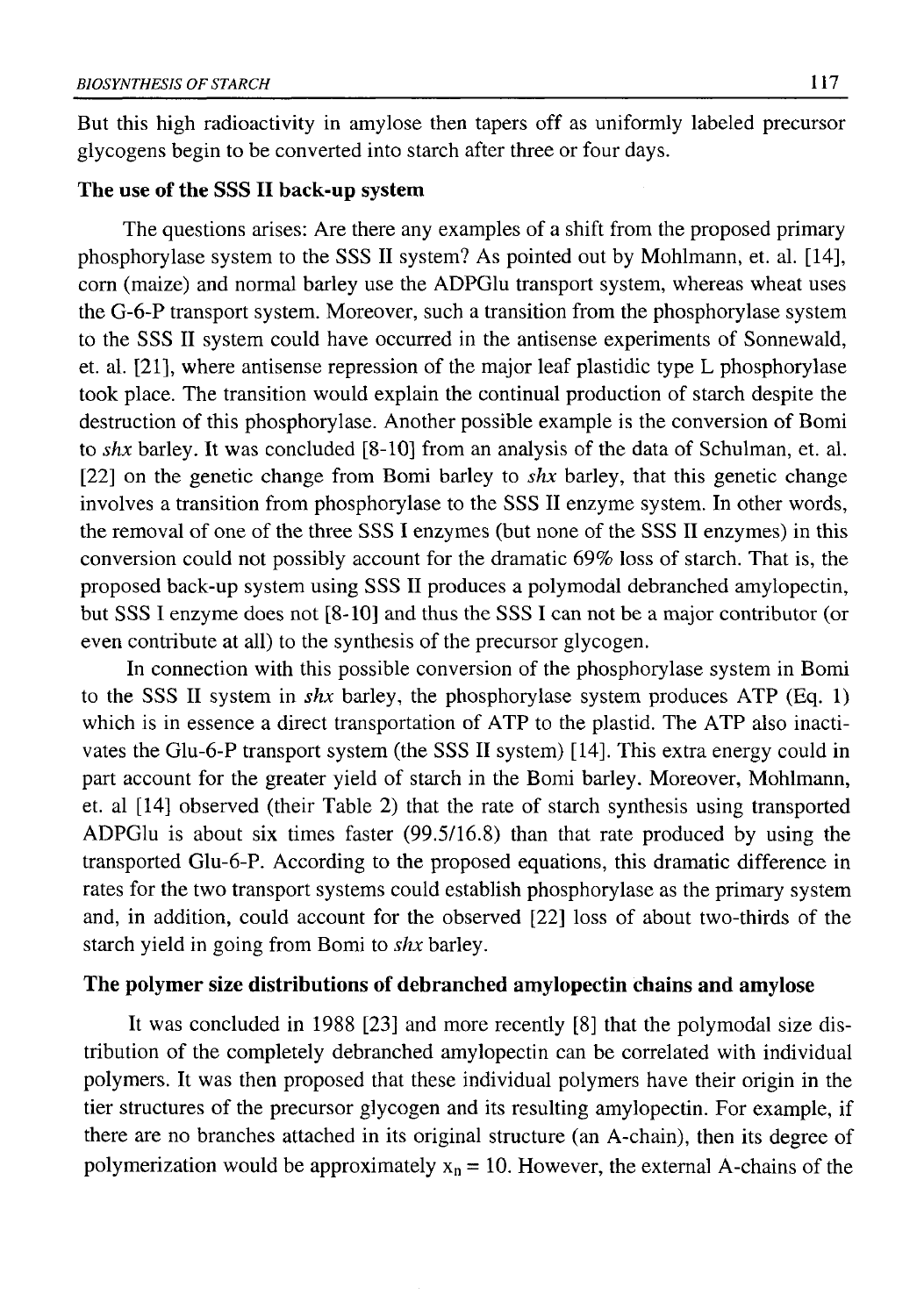But this high radioactivity in amylose then tapers off as uniformly labeled precursor glycogens begin to be converted into starch after three or four days.

### The use of the SSS II back-up system

The questions arises: Are there any examples of a shift from the proposed primary phosphorylase system to the SSS II system? As pointed out by Mohlmann, et. al. [14], corn (maize) and normal barley use the ADPGlu transport system, whereas wheat uses the G-6-P transport system. Moreover, such a transition from the phosphorylase system to the SSS II system could have occurred in the antisense experiments of Sonnewald, et. al. [21], where antisense repression of the major leaf plastidic type L phosphorylase took place. The transition would explain the continual production of starch despite the destruction of this phosphorylase. Another possible example is the conversion of Bomi to *shx* barley. It was concluded [8-10] from an analysis of the data of Schulman, et. al. [22] on the genetic change from Bomi barley to *shx* barley, that this genetic change involves a transition from phosphorylase to the SSS II enzyme system. In other words, the removal of one of the three SSS I enzymes (but none of the SSS II enzymes) in this conversion could not possibly account for the dramatic 69% loss of starch. That is, the proposed back-up system using SSS II produces a polymodal debranched amylopectin, but SSS I enzyme does not [8-10] and thus the SSS I can not be a major contributor (or even contribute at all) to the synthesis of the precursor glycogen.

In connection with this possible conversion of the phosphorylase system in Bomi to the SSS II system in *shx* barley, the phosphorylase system produces ATP (Eq. 1) which is in essence a direct transportation of ATP to the plastid. The ATP also inactivates the Glu-6-P transport system (the SSS II system) [14]. This extra energy could in part account for the greater yield of starch in the Bomi barley. Moreover, Mohlmann, et. al [14] observed (their Table 2) that the rate of starch synthesis using transported ADPGlu is about six times faster (99.5/16.8) than that rate produced by using the transported Glu-6-P. According to the proposed equations, this dramatic difference in rates for the two transport systems could establish phosphorylase as the primary system and, in addition, could account for the observed [22] loss of about two-thirds of the starch yield in going from Bomi to *shx* barley.

### The polymer size distributions of debranched amylopectin chains and amylose

It was concluded in 1988 [23] and more recently [8] that the polymodal size distribution of the completely debranched amylopectin can be correlated with individual polymers. It was then proposed that these individual polymers have their origin in the tier structures of the precursor glycogen and its resulting amylopectin. For example, if there are no branches attached in its original structure (an A-chain), then its degree of polymerization would be approximately $x_n = 10$. However, the external A-chains of the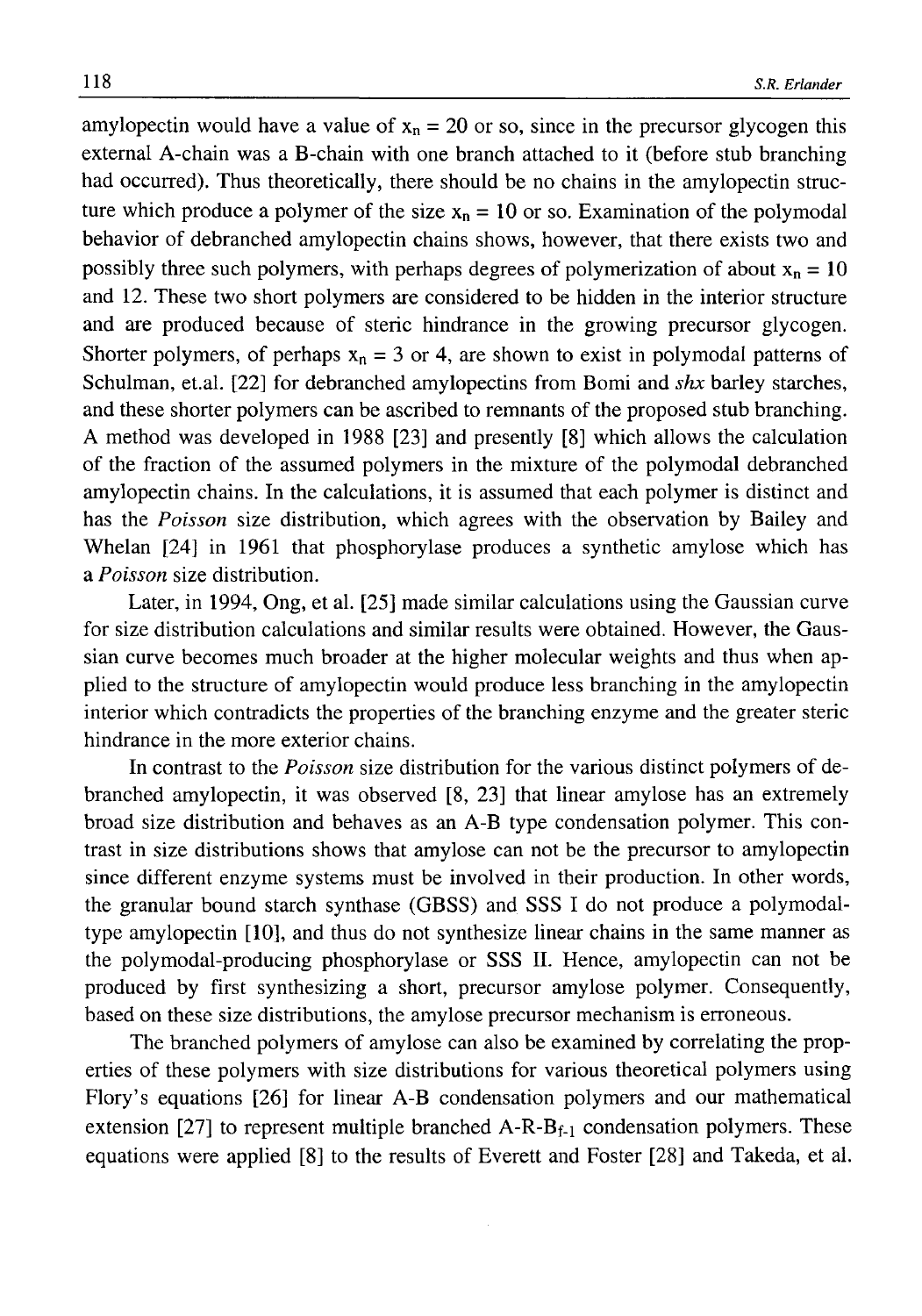amylopectin would have a value of $x_n = 20$ or so, since in the precursor glycogen this external A-chain was a B-chain with one branch attached to it (before stub branching had occurred). Thus theoretically, there should be no chains in the amylopectin structure which produce a polymer of the size $x_n = 10$ or so. Examination of the polymodal behavior of debranched amylopectin chains shows, however, that there exists two and possibly three such polymers, with perhaps degrees of polymerization of about $x_n = 10$ and 12. These two short polymers are considered to be hidden in the interior structure and are produced because of steric hindrance in the growing precursor glycogen. Shorter polymers, of perhaps $x_n = 3$ or 4, are shown to exist in polymodal patterns of Schulman, et.al. [22] for debranched amylopectins from Bomi and *shx* barley starches, and these shorter polymers can be ascribed to remnants of the proposed stub branching. A method was developed in 1988 [23] and presently [8] which allows the calculation of the fraction of the assumed polymers in the mixture of the polymodal debranched amylopectin chains. In the calculations, it is assumed that each polymer is distinct and has the *Poisson* size distribution, which agrees with the observation by Bailey and Whelan [24] in 1961 that phosphorylase produces a synthetic amylose which has a *Poisson* size distribution.

Later, in 1994, Ong, et al. [25] made similar calculations using the Gaussian curve for size distribution calculations and similar results were obtained. However, the Gaussian curve becomes much broader at the higher molecular weights and thus when applied to the structure of amylopectin would produce less branching in the amylopectin interior which contradicts the properties of the branching enzyme and the greater steric hindrance in the more exterior chains.

In contrast to the *Poisson* size distribution for the various distinct polymers of debranched amylopectin, it was observed [8, 23] that linear amylose has an extremely broad size distribution and behaves as an A-B type condensation polymer. This contrast in size distributions shows that amylose can not be the precursor to amylopectin since different enzyme systems must be involved in their production. In other words, the granular bound starch synthase (GBSS) and SSS I do not produce a polymodal-type amylopectin [10], and thus do not synthesize linear chains in the same manner as the polymodal-producing phosphorylase or SSS II. Hence, amylopectin can not be produced by first synthesizing a short, precursor amylose polymer. Consequently, based on these size distributions, the amylose precursor mechanism is erroneous.

The branched polymers of amylose can also be examined by correlating the properties of these polymers with size distributions for various theoretical polymers using Flory's equations [26] for linear A-B condensation polymers and our mathematical extension [27] to represent multiple branched $A\text{-}R\text{-}B_{f-1}$ condensation polymers. These equations were applied [8] to the results of Everett and Foster [28] and Takeda, et al.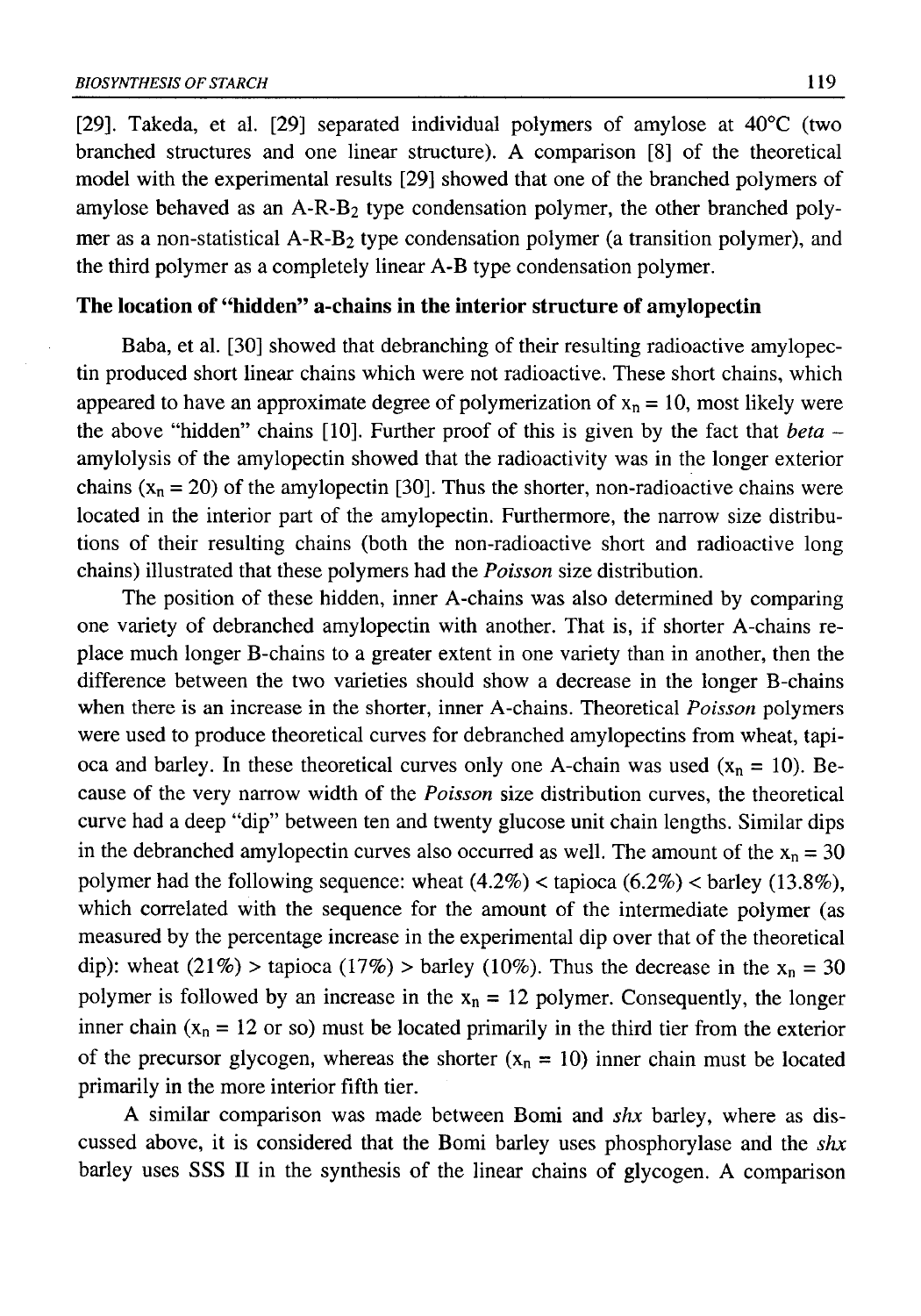[29]. Takeda, et al. [29] separated individual polymers of amylose at 40°C (two branched structures and one linear structure). A comparison [8] of the theoretical model with the experimental results [29] showed that one of the branched polymers of amylose behaved as an A-R-$B_2$ type condensation polymer, the other branched polymer as a non-statistical A-R-$B_2$ type condensation polymer (a transition polymer), and the third polymer as a completely linear A-B type condensation polymer.

## The location of "hidden" a-chains in the interior structure of amylopectin

Baba, et al. [30] showed that debranching of their resulting radioactive amylopectin produced short linear chains which were not radioactive. These short chains, which appeared to have an approximate degree of polymerization of $x_n = 10$, most likely were the above "hidden" chains [10]. Further proof of this is given by the fact that *beta* – amylolysis of the amylopectin showed that the radioactivity was in the longer exterior chains ($x_n = 20$) of the amylopectin [30]. Thus the shorter, non-radioactive chains were located in the interior part of the amylopectin. Furthermore, the narrow size distributions of their resulting chains (both the non-radioactive short and radioactive long chains) illustrated that these polymers had the *Poisson* size distribution.

The position of these hidden, inner A-chains was also determined by comparing one variety of debranched amylopectin with another. That is, if shorter A-chains replace much longer B-chains to a greater extent in one variety than in another, then the difference between the two varieties should show a decrease in the longer B-chains when there is an increase in the shorter, inner A-chains. Theoretical *Poisson* polymers were used to produce theoretical curves for debranched amylopectins from wheat, tapioca and barley. In these theoretical curves only one A-chain was used ($x_n = 10$). Because of the very narrow width of the *Poisson* size distribution curves, the theoretical curve had a deep "dip" between ten and twenty glucose unit chain lengths. Similar dips in the debranched amylopectin curves also occurred as well. The amount of the $x_n = 30$ polymer had the following sequence: wheat (4.2%) < tapioca (6.2%) < barley (13.8%), which correlated with the sequence for the amount of the intermediate polymer (as measured by the percentage increase in the experimental dip over that of the theoretical dip): wheat (21%) > tapioca (17%) > barley (10%). Thus the decrease in the $x_n = 30$ polymer is followed by an increase in the $x_n = 12$ polymer. Consequently, the longer inner chain ($x_n = 12$ or so) must be located primarily in the third tier from the exterior of the precursor glycogen, whereas the shorter ($x_n = 10$) inner chain must be located primarily in the more interior fifth tier.

A similar comparison was made between Bomi and *shx* barley, where as discussed above, it is considered that the Bomi barley uses phosphorylase and the *shx* barley uses SSS II in the synthesis of the linear chains of glycogen. A comparison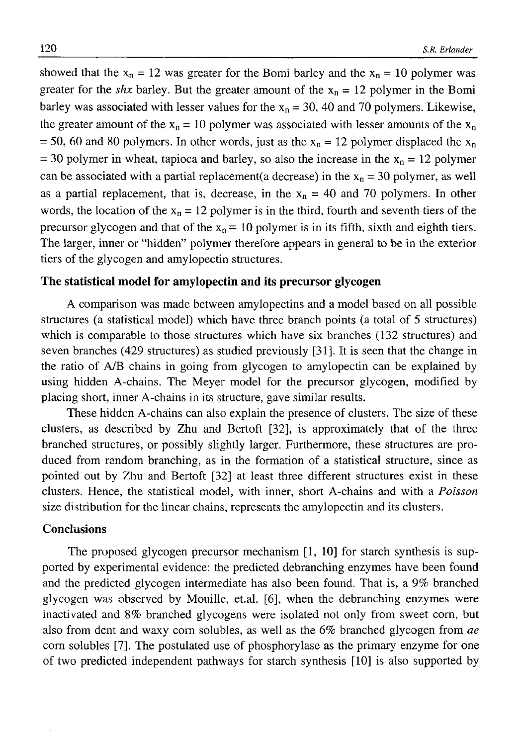showed that the $x_n = 12$ was greater for the Bomi barley and the $x_n = 10$ polymer was greater for the *shx* barley. But the greater amount of the $x_n = 12$ polymer in the Bomi barley was associated with lesser values for the $x_n = 30$, 40 and 70 polymers. Likewise, the greater amount of the $x_n = 10$ polymer was associated with lesser amounts of the $x_n = 50$, 60 and 80 polymers. In other words, just as the $x_n = 12$ polymer displaced the $x_n = 30$ polymer in wheat, tapioca and barley, so also the increase in the $x_n = 12$ polymer can be associated with a partial replacement(a decrease) in the $x_n = 30$ polymer, as well as a partial replacement, that is, decrease, in the $x_n = 40$ and 70 polymers. In other words, the location of the $x_n = 12$ polymer is in the third, fourth and seventh tiers of the precursor glycogen and that of the $x_n = 10$ polymer is in its fifth, sixth and eighth tiers. The larger, inner or "hidden" polymer therefore appears in general to be in the exterior tiers of the glycogen and amylopectin structures.

## The statistical model for amylopectin and its precursor glycogen

A comparison was made between amylopectins and a model based on all possible structures (a statistical model) which have three branch points (a total of 5 structures) which is comparable to those structures which have six branches (132 structures) and seven branches (429 structures) as studied previously [31]. It is seen that the change in the ratio of A/B chains in going from glycogen to amylopectin can be explained by using hidden A-chains. The Meyer model for the precursor glycogen, modified by placing short, inner A-chains in its structure, gave similar results.

These hidden A-chains can also explain the presence of clusters. The size of these clusters, as described by Zhu and Bertoft [32], is approximately that of the three branched structures, or possibly slightly larger. Furthermore, these structures are produced from random branching, as in the formation of a statistical structure, since as pointed out by Zhu and Bertoft [32] at least three different structures exist in these clusters. Hence, the statistical model, with inner, short A-chains and with a *Poisson* size distribution for the linear chains, represents the amylopectin and its clusters.

## Conclusions

The proposed glycogen precursor mechanism [1, 10] for starch synthesis is supported by experimental evidence: the predicted debranching enzymes have been found and the predicted glycogen intermediate has also been found. That is, a 9% branched glycogen was observed by Mouille, et.al. [6], when the debranching enzymes were inactivated and 8% branched glycogens were isolated not only from sweet corn, but also from dent and waxy corn solubles, as well as the 6% branched glycogen from *ae* corn solubles [7]. The postulated use of phosphorylase as the primary enzyme for one of two predicted independent pathways for starch synthesis [10] is also supported by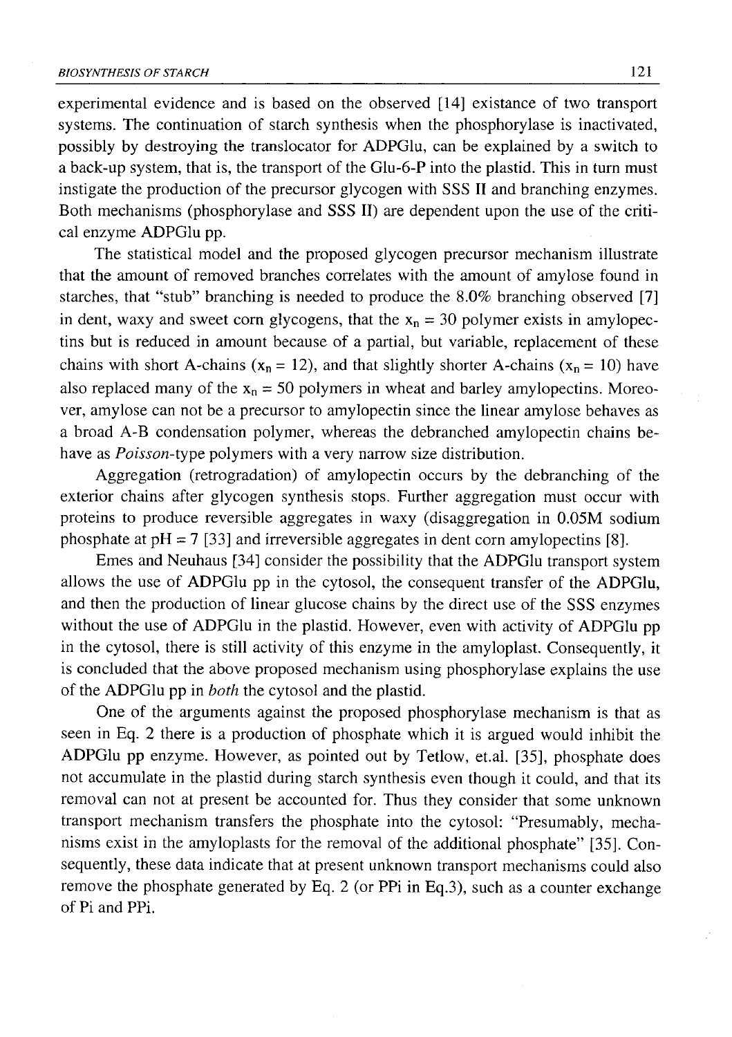experimental evidence and is based on the observed [14] existance of two transport systems. The continuation of starch synthesis when the phosphorylase is inactivated, possibly by destroying the translocator for ADPGlu, can be explained by a switch to a back-up system, that is, the transport of the Glu-6-P into the plastid. This in turn must instigate the production of the precursor glycogen with SSS II and branching enzymes. Both mechanisms (phosphorylase and SSS II) are dependent upon the use of the critical enzyme ADPGlu pp.

The statistical model and the proposed glycogen precursor mechanism illustrate that the amount of removed branches correlates with the amount of amylose found in starches, that "stub" branching is needed to produce the 8.0% branching observed [7] in dent, waxy and sweet corn glycogens, that the $x_n = 30$ polymer exists in amylopectins but is reduced in amount because of a partial, but variable, replacement of these chains with short A-chains ($x_n = 12$), and that slightly shorter A-chains ($x_n = 10$) have also replaced many of the $x_n = 50$ polymers in wheat and barley amylopectins. Moreover, amylose can not be a precursor to amylopectin since the linear amylose behaves as a broad A-B condensation polymer, whereas the debranched amylopectin chains behave as *Poisson*-type polymers with a very narrow size distribution.

Aggregation (retrogradation) of amylopectin occurs by the debranching of the exterior chains after glycogen synthesis stops. Further aggregation must occur with proteins to produce reversible aggregates in waxy (disaggregation in 0.05M sodium phosphate at pH = 7 [33] and irreversible aggregates in dent corn amylopectins [8].

Emes and Neuhaus [34] consider the possibility that the ADPGlu transport system allows the use of ADPGlu pp in the cytosol, the consequent transfer of the ADPGlu, and then the production of linear glucose chains by the direct use of the SSS enzymes without the use of ADPGlu in the plastid. However, even with activity of ADPGlu pp in the cytosol, there is still activity of this enzyme in the amyloplast. Consequently, it is concluded that the above proposed mechanism using phosphorylase explains the use of the ADPGlu pp in *both* the cytosol and the plastid.

One of the arguments against the proposed phosphorylase mechanism is that as seen in Eq. 2 there is a production of phosphate which it is argued would inhibit the ADPGlu pp enzyme. However, as pointed out by Tetlow, et.al. [35], phosphate does not accumulate in the plastid during starch synthesis even though it could, and that its removal can not at present be accounted for. Thus they consider that some unknown transport mechanism transfers the phosphate into the cytosol: "Presumably, mechanisms exist in the amyloplasts for the removal of the additional phosphate" [35]. Consequently, these data indicate that at present unknown transport mechanisms could also remove the phosphate generated by Eq. 2 (or PPi in Eq.3), such as a counter exchange of Pi and PPi.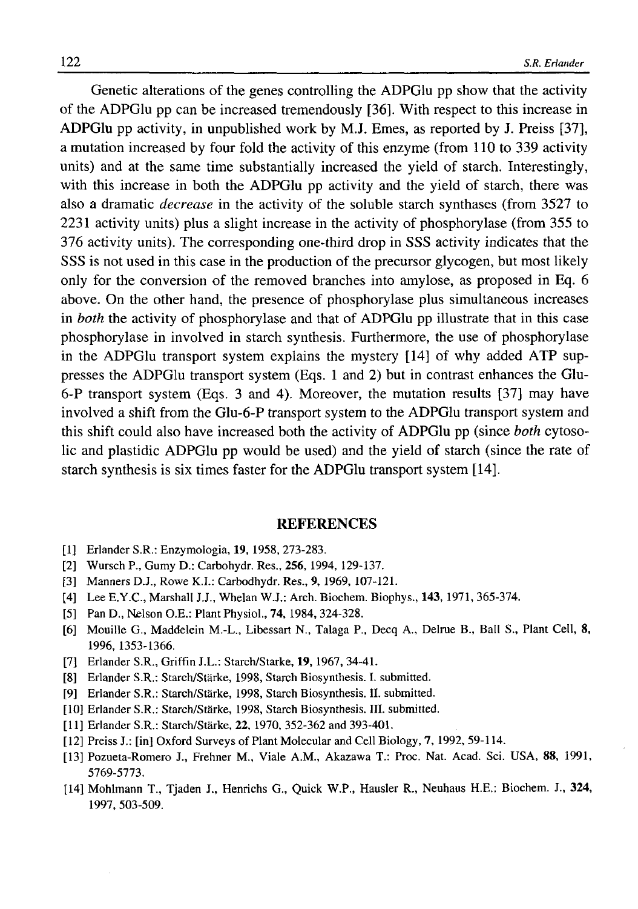Genetic alterations of the genes controlling the ADPGlu pp show that the activity of the ADPGlu pp can be increased tremendously [36]. With respect to this increase in ADPGlu pp activity, in unpublished work by M.J. Emes, as reported by J. Preiss [37], a mutation increased by four fold the activity of this enzyme (from 110 to 339 activity units) and at the same time substantially increased the yield of starch. Interestingly, with this increase in both the ADPGlu pp activity and the yield of starch, there was also a dramatic *decrease* in the activity of the soluble starch synthases (from 3527 to 2231 activity units) plus a slight increase in the activity of phosphorylase (from 355 to 376 activity units). The corresponding one-third drop in SSS activity indicates that the SSS is not used in this case in the production of the precursor glycogen, but most likely only for the conversion of the removed branches into amylose, as proposed in Eq. 6 above. On the other hand, the presence of phosphorylase plus simultaneous increases in *both* the activity of phosphorylase and that of ADPGlu pp illustrate that in this case phosphorylase in involved in starch synthesis. Furthermore, the use of phosphorylase in the ADPGlu transport system explains the mystery [14] of why added ATP suppresses the ADPGlu transport system (Eqs. 1 and 2) but in contrast enhances the Glu-6-P transport system (Eqs. 3 and 4). Moreover, the mutation results [37] may have involved a shift from the Glu-6-P transport system to the ADPGlu transport system and this shift could also have increased both the activity of ADPGlu pp (since *both* cytosolic and plastidic ADPGlu pp would be used) and the yield of starch (since the rate of starch synthesis is six times faster for the ADPGlu transport system [14].

## REFERENCES

[1] Erlander S.R.: Enzymologia, **19**, 1958, 273-283.

[2] Wursch P., Gumy D.: Carbohydr. Res., **256**, 1994, 129-137.

[3] Manners D.J., Rowe K.I.: Carbodhydr. Res., **9**, 1969, 107-121.

[4] Lee E.Y.C., Marshall J.J., Whelan W.J.: Arch. Biochem. Biophys., **143**, 1971, 365-374.

[5] Pan D., Nelson O.E.: Plant Physiol., **74**, 1984, 324-328.

[6] Mouille G., Maddelein M.-L., Libessart N., Talaga P., Decq A., Delrue B., Ball S., Plant Cell, **8**, 1996, 1353-1366.

[7] Erlander S.R., Griffin J.L.: Starch/Starke, **19**, 1967, 34-41.

[8] Erlander S.R.: Starch/Stärke, 1998, Starch Biosynthesis. I. submitted.

[9] Erlander S.R.: Starch/Stärke, 1998, Starch Biosynthesis. II. submitted.

[10] Erlander S.R.: Starch/Stärke, 1998, Starch Biosynthesis. III. submitted.

[11] Erlander S.R.: Starch/Stärke, **22**, 1970, 352-362 and 393-401.

[12] Preiss J.: [in] Oxford Surveys of Plant Molecular and Cell Biology, **7**, 1992, 59-114.

[13] Pozueta-Romero J., Frehner M., Viale A.M., Akazawa T.: Proc. Nat. Acad. Sci. USA, **88**, 1991, 5769-5773.

[14] Mohlmann T., Tjaden J., Henrichs G., Quick W.P., Hausler R., Neuhaus H.E.: Biochem. J., **324**, 1997, 503-509.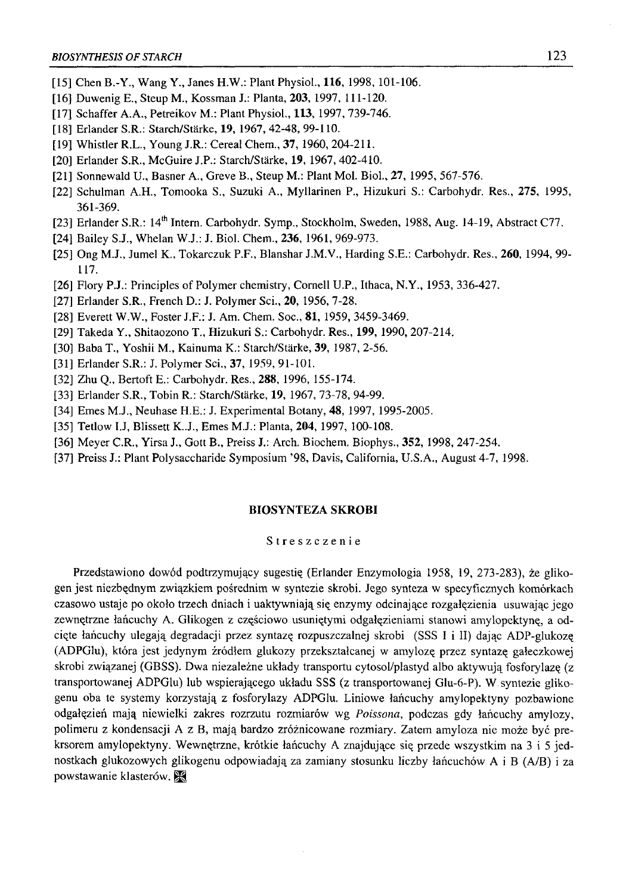[15] Chen B.-Y., Wang Y., Janes H.W.: Plant Physiol., **116**, 1998, 101-106.

[16] Duwenig E., Steup M., Kossman J.: Planta, **203**, 1997, 111-120.

[17] Schaffer A.A., Petreikov M.: Plant Physiol., **113**, 1997, 739-746.

[18] Erlander S.R.: Starch/Stärke, **19**, 1967, 42-48, 99-110.

[19] Whistler R.L., Young J.R.: Cereal Chem., **37**, 1960, 204-211.

[20] Erlander S.R., McGuire J.P.: Starch/Stärke, **19**, 1967, 402-410.

[21] Sonnewald U., Basner A., Greve B., Steup M.: Plant Mol. Biol., **27**, 1995, 567-576.

[22] Schulman A.H., Tomooka S., Suzuki A., Myllarinen P., Hizukuri S.: Carbohydr. Res., **275**, 1995, 361-369.

[23] Erlander S.R.: 14$^{th}$ Intern. Carbohydr. Symp., Stockholm, Sweden, 1988, Aug. 14-19, Abstract C77.

[24] Bailey S.J., Whelan W.J.: J. Biol. Chem., **236**, 1961, 969-973.

[25] Ong M.J., Jumel K., Tokarczuk P.F., Blanshar J.M.V., Harding S.E.: Carbohydr. Res., **260**, 1994, 99-117.

[26] Flory P.J.: Principles of Polymer chemistry, Cornell U.P., Ithaca, N.Y., 1953, 336-427.

[27] Erlander S.R., French D.: J. Polymer Sci., **20**, 1956, 7-28.

[28] Everett W.W., Foster J.F.: J. Am. Chem. Soc., **81**, 1959, 3459-3469.

[29] Takeda Y., Shitaozono T., Hizukuri S.: Carbohydr. Res., **199**, 1990, 207-214.

[30] Baba T., Yoshii M., Kainuma K.: Starch/Stärke, **39**, 1987, 2-56.

[31] Erlander S.R.: J. Polymer Sci., **37**, 1959, 91-101.

[32] Zhu Q., Bertoft E.: Carbohydr. Res., **288**, 1996, 155-174.

[33] Erlander S.R., Tobin R.: Starch/Stärke, **19**, 1967, 73-78, 94-99.

[34] Emes M.J., Neuhase H.E.: J. Experimental Botany, **48**, 1997, 1995-2005.

[35] Tetlow I.J, Blissett K.J., Emes M.J.: Planta, **204**, 1997, 100-108.

[36] Meyer C.R., Yirsa J., Gott B., Preiss J.: Arch. Biochem. Biophys., **352**, 1998, 247-254.

[37] Preiss J.: Plant Polysaccharide Symposium '98, Davis, California, U.S.A., August 4-7, 1998.

## BIOSYNTEZA SKROBI

### Streszczenie

Przedstawiono dowód podtrzymujący sugestię (Erlander Enzymologia 1958, 19, 273-283), że glikogen jest niezbędnym związkiem pośrednim w syntezie skrobi. Jego synteza w specyficznych komórkach czasowo ustaje po około trzech dniach i uaktywniają się enzymy odcinające rozgałęzienia usuwając jego zewnętrzne łańcuchy A. Glikogen z częściowo usuniętymi odgałęzieniami stanowi amylopektynę, a odcięte łańcuchy ulegają degradacji przez syntazę rozpuszczalnej skrobi (SSS I i II) dając ADP-glukozę (ADPGlu), która jest jedynym źródłem glukozy przekształcanej w amylozę przez syntazę gałeczkowej skrobi związanej (GBSS). Dwa niezależne układy transportu cytosol/plastyd albo aktywują fosforylazę (z transportowanej ADPGlu) lub wspierającego układu SSS (z transportowanej Glu-6-P). W syntezie glikogenu oba te systemy korzystają z fosforylazy ADPGlu. Liniowe łańcuchy amylopektyny pozbawione odgałęzień mają niewielki zakres rozrzutu rozmiarów wg *Poissona*, podczas gdy łańcuchy amylozy, polimeru z kondensacji A z B, mają bardzo zróżnicowane rozmiary. Zatem amyloza nie może być prekrsorem amylopektyny. Wewnętrzne, krótkie łańcuchy A znajdujące się przede wszystkim na 3 i 5 jednostkach glukozowych glikogenu odpowiadają za zamiany stosunku liczby łańcuchów A i B (A/B) i za powstawanie klasterów.